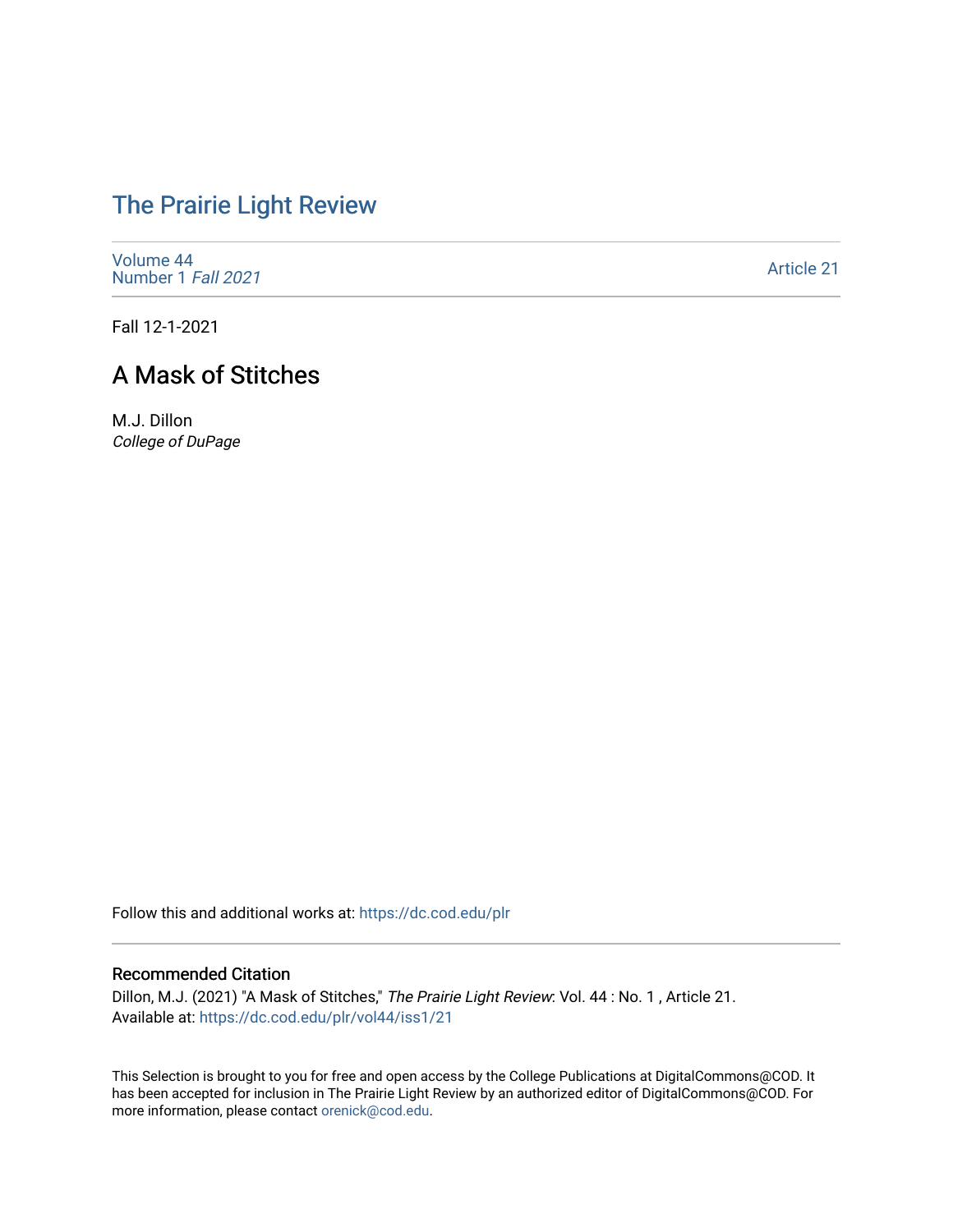# The Prairie Light Review

Volume 44
Number 1 *Fall 2021*

Article 21

Fall 12-1-2021

## A Mask of Stitches

M.J. Dillon
*College of DuPage*

Follow this and additional works at: https://dc.cod.edu/plr

### Recommended Citation

Dillon, M.J. (2021) "A Mask of Stitches," *The Prairie Light Review*: Vol. 44 : No. 1 , Article 21.
Available at: https://dc.cod.edu/plr/vol44/iss1/21

This Selection is brought to you for free and open access by the College Publications at DigitalCommons@COD. It has been accepted for inclusion in The Prairie Light Review by an authorized editor of DigitalCommons@COD. For more information, please contact orenick@cod.edu.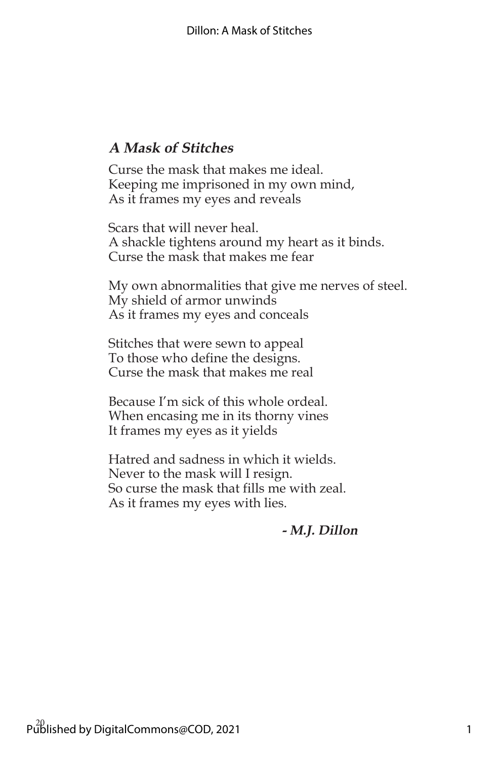## *A Mask of Stitches*

Curse the mask that makes me ideal.  
Keeping me imprisoned in my own mind,  
As it frames my eyes and reveals

Scars that will never heal.  
A shackle tightens around my heart as it binds.  
Curse the mask that makes me fear

My own abnormalities that give me nerves of steel.  
My shield of armor unwinds  
As it frames my eyes and conceals

Stitches that were sewn to appeal  
To those who define the designs.  
Curse the mask that makes me real

Because I'm sick of this whole ordeal.  
When encasing me in its thorny vines  
It frames my eyes as it yields

Hatred and sadness in which it wields.  
Never to the mask will I resign.  
So curse the mask that fills me with zeal.  
As it frames my eyes with lies.

***- M.J. Dillon***